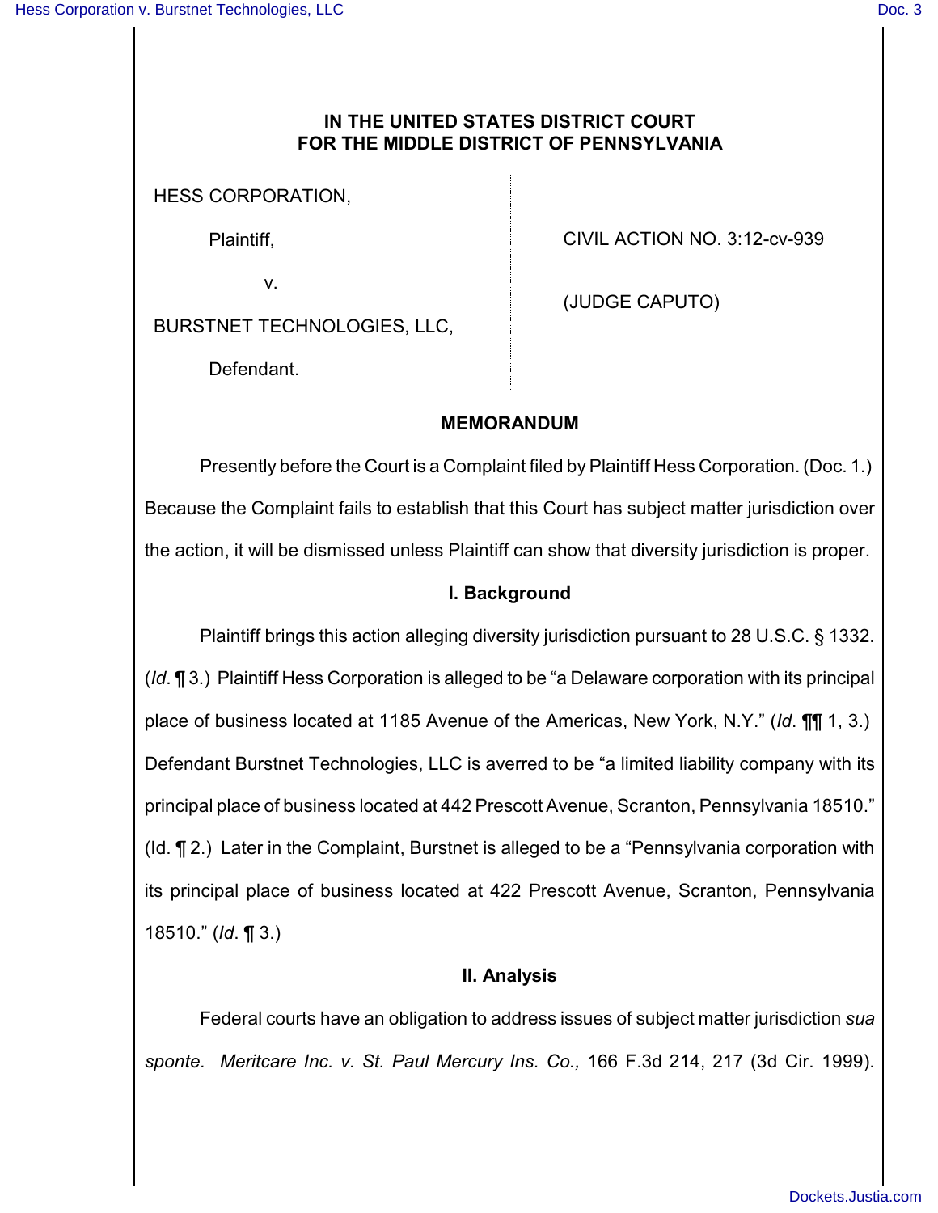# IN THE UNITED STATES DISTRICT COURT FOR THE MIDDLE DISTRICT OF PENNSYLVANIA

| | |
|---|---|
| HESS CORPORATION,<br><br>Plaintiff,<br><br>v.<br><br>BURSTNET TECHNOLOGIES, LLC,<br><br>Defendant. | CIVIL ACTION NO. 3:12-cv-939<br><br>(JUDGE CAPUTO) |

## MEMORANDUM

Presently before the Court is a Complaint filed by Plaintiff Hess Corporation. (Doc. 1.) Because the Complaint fails to establish that this Court has subject matter jurisdiction over the action, it will be dismissed unless Plaintiff can show that diversity jurisdiction is proper.

### I. Background

Plaintiff brings this action alleging diversity jurisdiction pursuant to 28 U.S.C. § 1332. (*Id*. ¶ 3.) Plaintiff Hess Corporation is alleged to be "a Delaware corporation with its principal place of business located at 1185 Avenue of the Americas, New York, N.Y." (*Id*. ¶¶ 1, 3.) Defendant Burstnet Technologies, LLC is averred to be "a limited liability company with its principal place of business located at 442 Prescott Avenue, Scranton, Pennsylvania 18510." (Id. ¶ 2.) Later in the Complaint, Burstnet is alleged to be a "Pennsylvania corporation with its principal place of business located at 422 Prescott Avenue, Scranton, Pennsylvania 18510." (*Id*. ¶ 3.)

### II. Analysis

Federal courts have an obligation to address issues of subject matter jurisdiction *sua sponte*. *Meritcare Inc. v. St. Paul Mercury Ins. Co.,* 166 F.3d 214, 217 (3d Cir. 1999).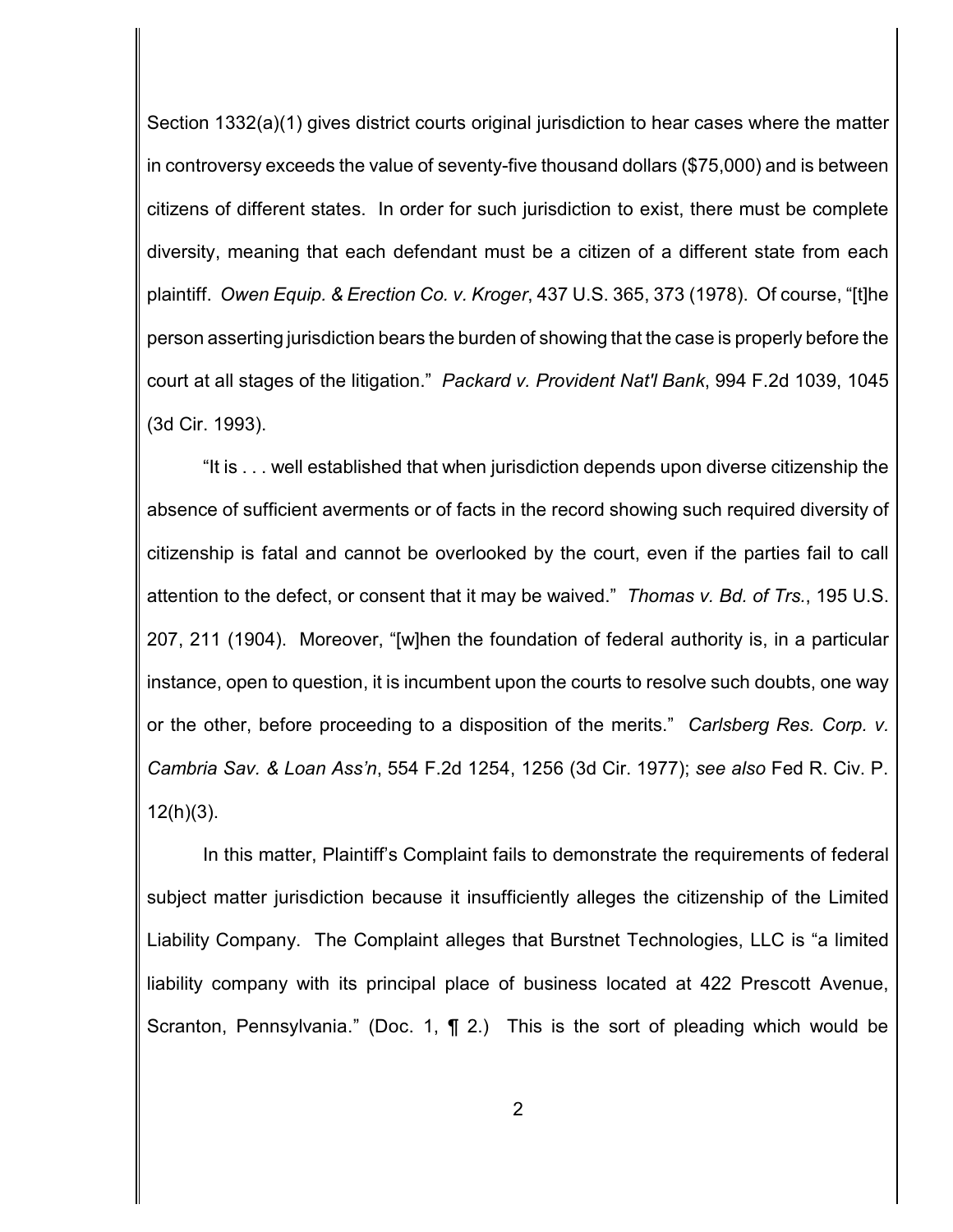Section 1332(a)(1) gives district courts original jurisdiction to hear cases where the matter in controversy exceeds the value of seventy-five thousand dollars ($75,000) and is between citizens of different states. In order for such jurisdiction to exist, there must be complete diversity, meaning that each defendant must be a citizen of a different state from each plaintiff. *Owen Equip. & Erection Co. v. Kroger*, 437 U.S. 365, 373 (1978). Of course, "[t]he person asserting jurisdiction bears the burden of showing that the case is properly before the court at all stages of the litigation." *Packard v. Provident Nat'l Bank*, 994 F.2d 1039, 1045 (3d Cir. 1993).

"It is . . . well established that when jurisdiction depends upon diverse citizenship the absence of sufficient averments or of facts in the record showing such required diversity of citizenship is fatal and cannot be overlooked by the court, even if the parties fail to call attention to the defect, or consent that it may be waived." *Thomas v. Bd. of Trs.*, 195 U.S. 207, 211 (1904). Moreover, "[w]hen the foundation of federal authority is, in a particular instance, open to question, it is incumbent upon the courts to resolve such doubts, one way or the other, before proceeding to a disposition of the merits." *Carlsberg Res. Corp. v. Cambria Sav. & Loan Ass'n*, 554 F.2d 1254, 1256 (3d Cir. 1977); *see also* Fed R. Civ. P. 12(h)(3).

In this matter, Plaintiff's Complaint fails to demonstrate the requirements of federal subject matter jurisdiction because it insufficiently alleges the citizenship of the Limited Liability Company. The Complaint alleges that Burstnet Technologies, LLC is "a limited liability company with its principal place of business located at 422 Prescott Avenue, Scranton, Pennsylvania." (Doc. 1, ¶ 2.) This is the sort of pleading which would be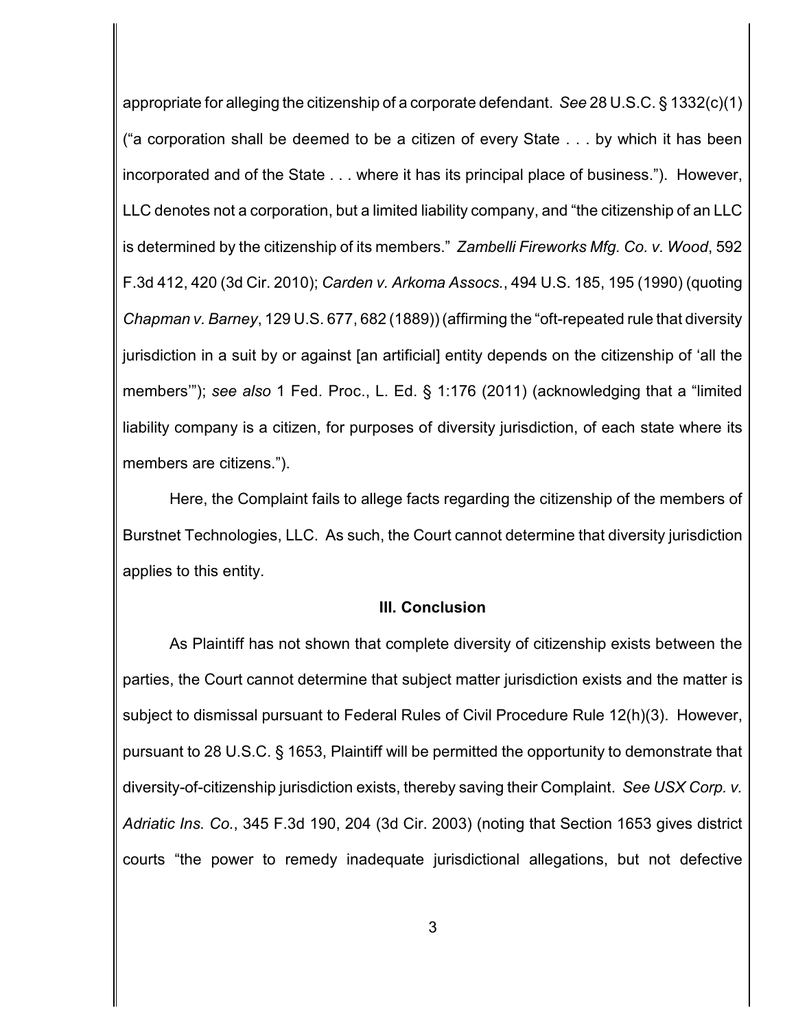appropriate for alleging the citizenship of a corporate defendant. *See* 28 U.S.C. § 1332(c)(1) ("a corporation shall be deemed to be a citizen of every State . . . by which it has been incorporated and of the State . . . where it has its principal place of business."). However, LLC denotes not a corporation, but a limited liability company, and "the citizenship of an LLC is determined by the citizenship of its members." *Zambelli Fireworks Mfg. Co. v. Wood*, 592 F.3d 412, 420 (3d Cir. 2010); *Carden v. Arkoma Assocs.*, 494 U.S. 185, 195 (1990) (quoting *Chapman v. Barney*, 129 U.S. 677, 682 (1889)) (affirming the "oft-repeated rule that diversity jurisdiction in a suit by or against [an artificial] entity depends on the citizenship of 'all the members'"); *see also* 1 Fed. Proc., L. Ed. § 1:176 (2011) (acknowledging that a "limited liability company is a citizen, for purposes of diversity jurisdiction, of each state where its members are citizens.").

Here, the Complaint fails to allege facts regarding the citizenship of the members of Burstnet Technologies, LLC. As such, the Court cannot determine that diversity jurisdiction applies to this entity.

**III. Conclusion**

As Plaintiff has not shown that complete diversity of citizenship exists between the parties, the Court cannot determine that subject matter jurisdiction exists and the matter is subject to dismissal pursuant to Federal Rules of Civil Procedure Rule 12(h)(3). However, pursuant to 28 U.S.C. § 1653, Plaintiff will be permitted the opportunity to demonstrate that diversity-of-citizenship jurisdiction exists, thereby saving their Complaint. *See USX Corp. v. Adriatic Ins. Co.*, 345 F.3d 190, 204 (3d Cir. 2003) (noting that Section 1653 gives district courts "the power to remedy inadequate jurisdictional allegations, but not defective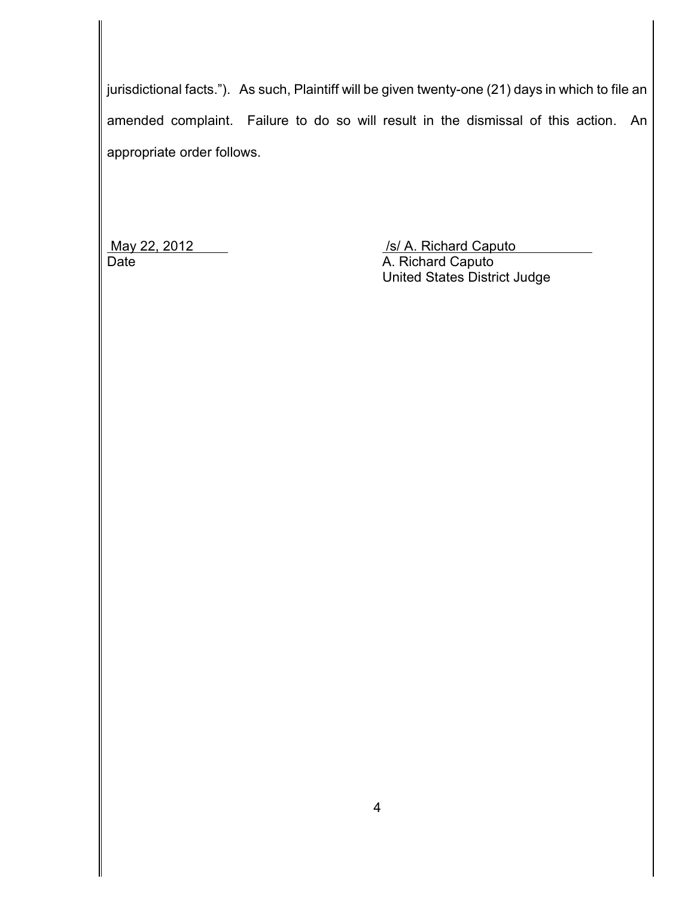jurisdictional facts."). As such, Plaintiff will be given twenty-one (21) days in which to file an amended complaint. Failure to do so will result in the dismissal of this action. An appropriate order follows.

May 22, 2012
Date

/s/ A. Richard Caputo
A. Richard Caputo
United States District Judge